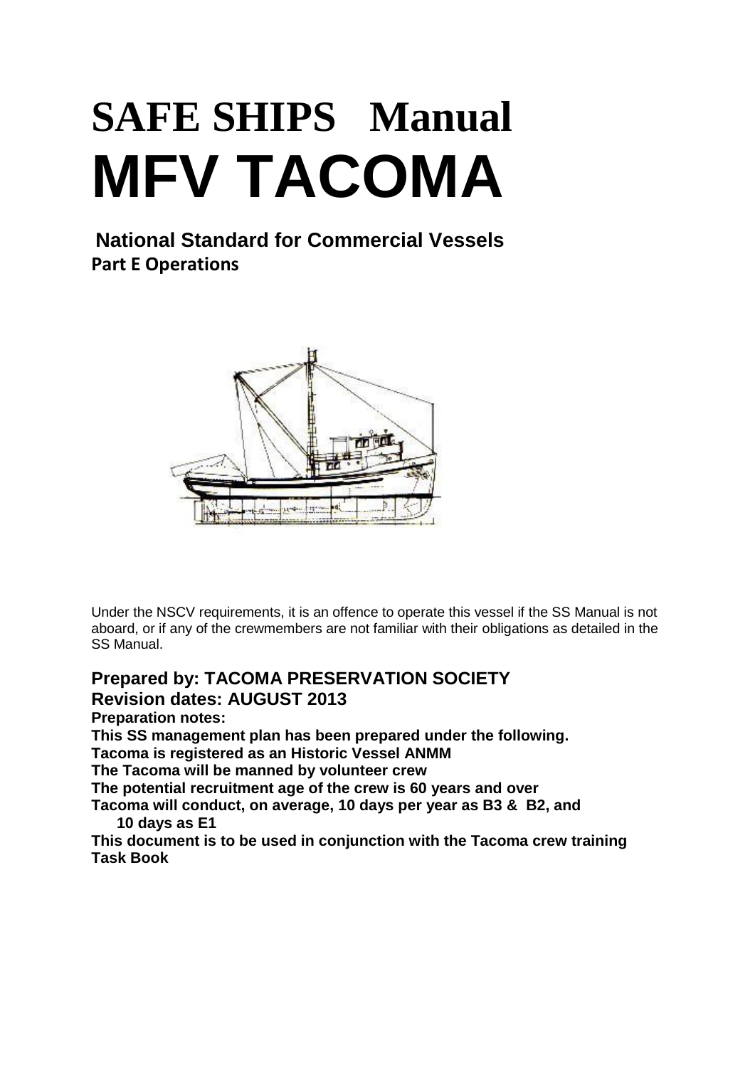# SAFE SHIPS Manual

# MFV TACOMA

**National Standard for Commercial Vessels**

**Part E Operations**

Under the NSCV requirements, it is an offence to operate this vessel if the SS Manual is not aboard, or if any of the crewmembers are not familiar with their obligations as detailed in the SS Manual.

**Prepared by: TACOMA PRESERVATION SOCIETY**

**Revision dates: AUGUST 2013**

**Preparation notes:**

**This SS management plan has been prepared under the following.**

**Tacoma is registered as an Historic Vessel ANMM**

**The Tacoma will be manned by volunteer crew**

**The potential recruitment age of the crew is 60 years and over**

**Tacoma will conduct, on average, 10 days per year as B3 & B2, and 10 days as E1**

**This document is to be used in conjunction with the Tacoma crew training Task Book**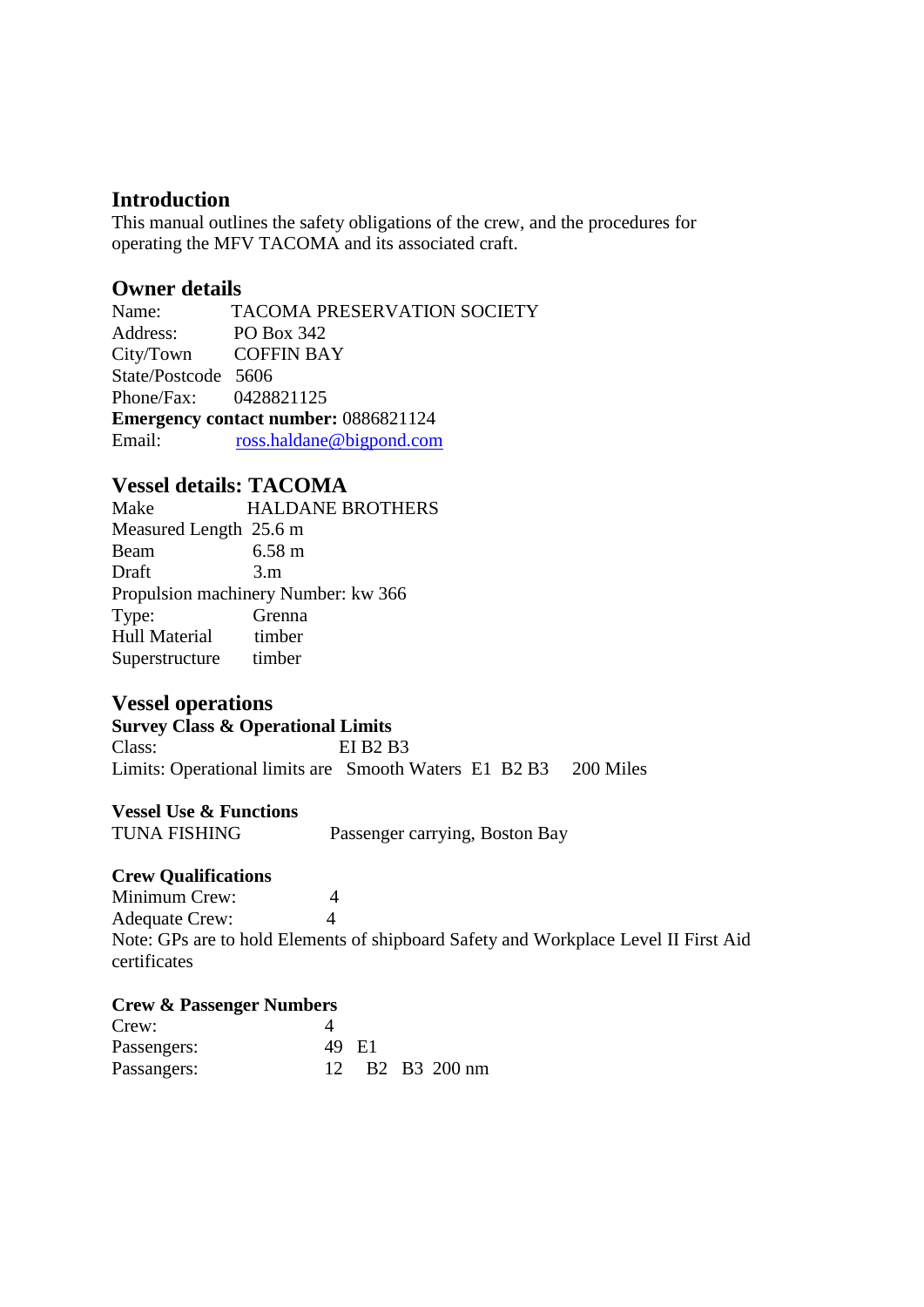## Introduction

This manual outlines the safety obligations of the crew, and the procedures for operating the MFV TACOMA and its associated craft.

## Owner details

Name: TACOMA PRESERVATION SOCIETY
Address: PO Box 342
City/Town COFFIN BAY
State/Postcode 5606
Phone/Fax: 0428821125
**Emergency contact number:** 0886821124
Email: ross.haldane@bigpond.com

## Vessel details: TACOMA

Make HALDANE BROTHERS
Measured Length 25.6 m
Beam 6.58 m
Draft 3.m
Propulsion machinery Number: kw 366
Type: Grenna
Hull Material timber
Superstructure timber

## Vessel operations

**Survey Class & Operational Limits**
Class: EI B2 B3
Limits: Operational limits are Smooth Waters E1 B2 B3 200 Miles

**Vessel Use & Functions**
TUNA FISHING Passenger carrying, Boston Bay

**Crew Qualifications**
Minimum Crew: 4
Adequate Crew: 4
Note: GPs are to hold Elements of shipboard Safety and Workplace Level II First Aid certificates

**Crew & Passenger Numbers**
Crew: 4
Passengers: 49 E1
Passangers: 12 B2 B3 200 nm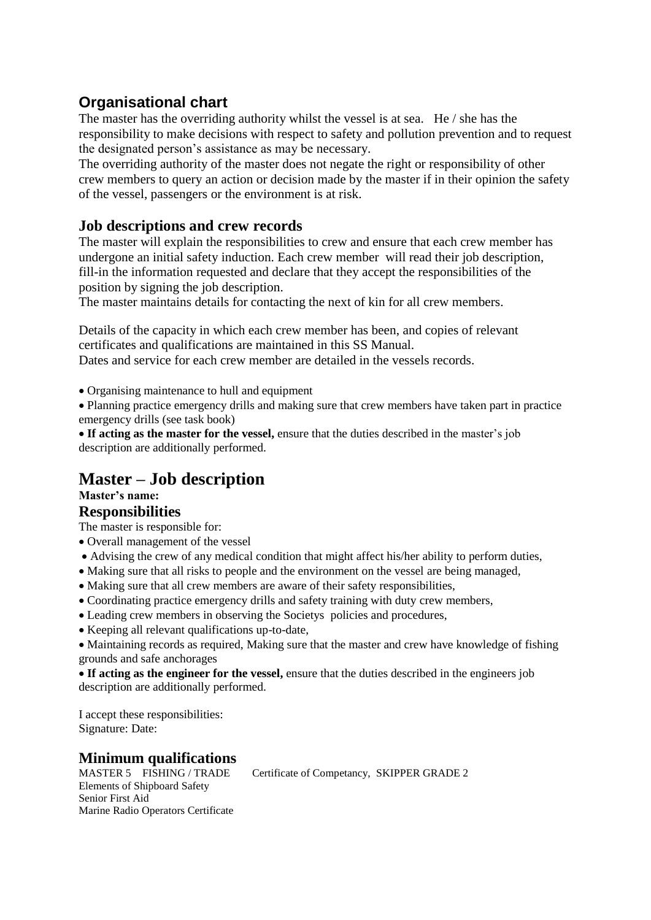## Organisational chart

The master has the overriding authority whilst the vessel is at sea. He / she has the responsibility to make decisions with respect to safety and pollution prevention and to request the designated person's assistance as may be necessary.

The overriding authority of the master does not negate the right or responsibility of other crew members to query an action or decision made by the master if in their opinion the safety of the vessel, passengers or the environment is at risk.

## Job descriptions and crew records

The master will explain the responsibilities to crew and ensure that each crew member has undergone an initial safety induction. Each crew member will read their job description, fill-in the information requested and declare that they accept the responsibilities of the position by signing the job description.

The master maintains details for contacting the next of kin for all crew members.

Details of the capacity in which each crew member has been, and copies of relevant certificates and qualifications are maintained in this SS Manual.

Dates and service for each crew member are detailed in the vessels records.

- Organising maintenance to hull and equipment
- Planning practice emergency drills and making sure that crew members have taken part in practice emergency drills (see task book)
- **If acting as the master for the vessel,** ensure that the duties described in the master's job description are additionally performed.

# Master – Job description

**Master's name:**

## Responsibilities

The master is responsible for:

- Overall management of the vessel
- Advising the crew of any medical condition that might affect his/her ability to perform duties,
- Making sure that all risks to people and the environment on the vessel are being managed,
- Making sure that all crew members are aware of their safety responsibilities,
- Coordinating practice emergency drills and safety training with duty crew members,
- Leading crew members in observing the Societys policies and procedures,
- Keeping all relevant qualifications up-to-date,
- Maintaining records as required, Making sure that the master and crew have knowledge of fishing grounds and safe anchorages
- **If acting as the engineer for the vessel,** ensure that the duties described in the engineers job description are additionally performed.

I accept these responsibilities:
Signature: Date:

## Minimum qualifications

MASTER 5 FISHING / TRADE Certificate of Competancy, SKIPPER GRADE 2
Elements of Shipboard Safety
Senior First Aid
Marine Radio Operators Certificate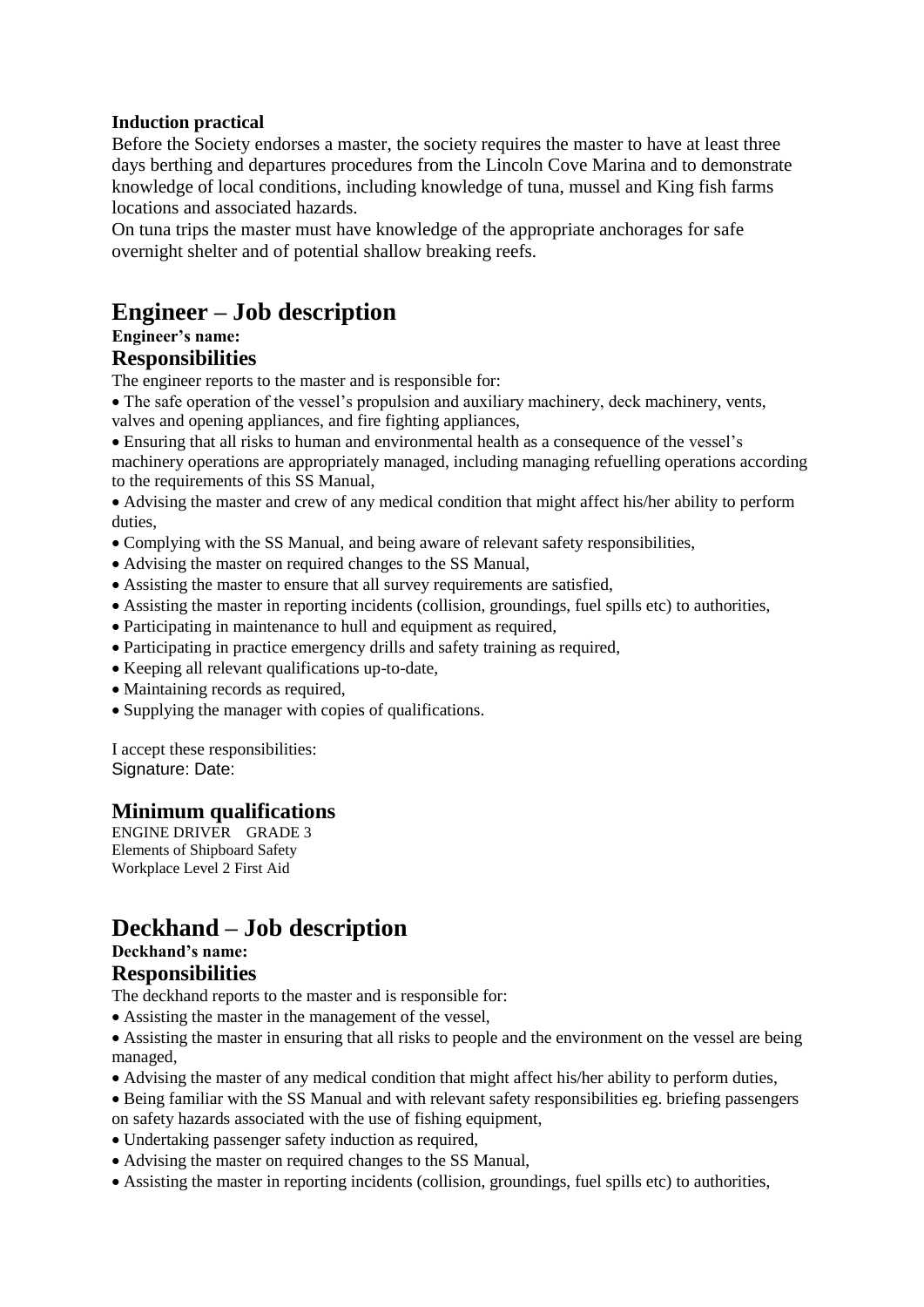**Induction practical**

Before the Society endorses a master, the society requires the master to have at least three days berthing and departures procedures from the Lincoln Cove Marina and to demonstrate knowledge of local conditions, including knowledge of tuna, mussel and King fish farms locations and associated hazards.

On tuna trips the master must have knowledge of the appropriate anchorages for safe overnight shelter and of potential shallow breaking reefs.

# Engineer – Job description

**Engineer's name:**

## Responsibilities

The engineer reports to the master and is responsible for:

- The safe operation of the vessel's propulsion and auxiliary machinery, deck machinery, vents, valves and opening appliances, and fire fighting appliances,
- Ensuring that all risks to human and environmental health as a consequence of the vessel's machinery operations are appropriately managed, including managing refuelling operations according to the requirements of this SS Manual,
- Advising the master and crew of any medical condition that might affect his/her ability to perform duties,
- Complying with the SS Manual, and being aware of relevant safety responsibilities,
- Advising the master on required changes to the SS Manual,
- Assisting the master to ensure that all survey requirements are satisfied,
- Assisting the master in reporting incidents (collision, groundings, fuel spills etc) to authorities,
- Participating in maintenance to hull and equipment as required,
- Participating in practice emergency drills and safety training as required,
- Keeping all relevant qualifications up-to-date,
- Maintaining records as required,
- Supplying the manager with copies of qualifications.

I accept these responsibilities:

Signature: Date:

## Minimum qualifications

ENGINE DRIVER GRADE 3

Elements of Shipboard Safety

Workplace Level 2 First Aid

# Deckhand – Job description

**Deckhand's name:**

## Responsibilities

The deckhand reports to the master and is responsible for:

- Assisting the master in the management of the vessel,
- Assisting the master in ensuring that all risks to people and the environment on the vessel are being managed,
- Advising the master of any medical condition that might affect his/her ability to perform duties,
- Being familiar with the SS Manual and with relevant safety responsibilities eg. briefing passengers on safety hazards associated with the use of fishing equipment,
- Undertaking passenger safety induction as required,
- Advising the master on required changes to the SS Manual,
- Assisting the master in reporting incidents (collision, groundings, fuel spills etc) to authorities,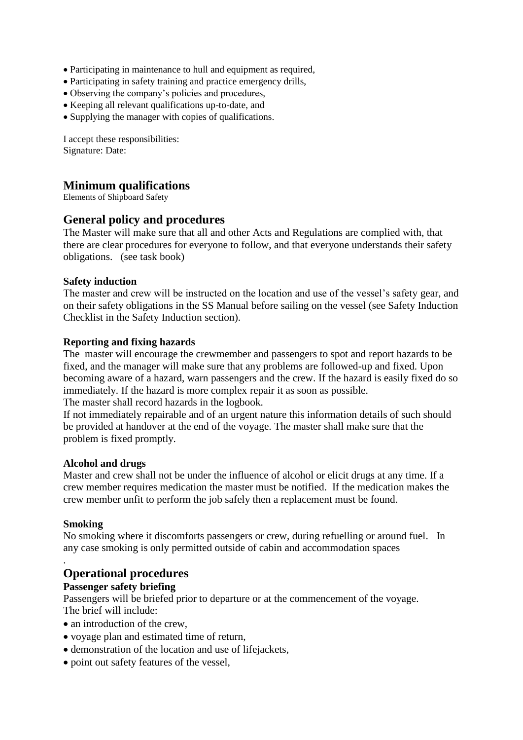- Participating in maintenance to hull and equipment as required,
- Participating in safety training and practice emergency drills,
- Observing the company's policies and procedures,
- Keeping all relevant qualifications up-to-date, and
- Supplying the manager with copies of qualifications.

I accept these responsibilities:
Signature: Date:

## Minimum qualifications

Elements of Shipboard Safety

## General policy and procedures

The Master will make sure that all and other Acts and Regulations are complied with, that there are clear procedures for everyone to follow, and that everyone understands their safety obligations. (see task book)

### Safety induction

The master and crew will be instructed on the location and use of the vessel's safety gear, and on their safety obligations in the SS Manual before sailing on the vessel (see Safety Induction Checklist in the Safety Induction section).

### Reporting and fixing hazards

The master will encourage the crewmember and passengers to spot and report hazards to be fixed, and the manager will make sure that any problems are followed-up and fixed. Upon becoming aware of a hazard, warn passengers and the crew. If the hazard is easily fixed do so immediately. If the hazard is more complex repair it as soon as possible.
The master shall record hazards in the logbook.
If not immediately repairable and of an urgent nature this information details of such should be provided at handover at the end of the voyage. The master shall make sure that the problem is fixed promptly.

### Alcohol and drugs

Master and crew shall not be under the influence of alcohol or elicit drugs at any time. If a crew member requires medication the master must be notified. If the medication makes the crew member unfit to perform the job safely then a replacement must be found.

### Smoking

No smoking where it discomforts passengers or crew, during refuelling or around fuel. In any case smoking is only permitted outside of cabin and accommodation spaces

.

## Operational procedures

### Passenger safety briefing

Passengers will be briefed prior to departure or at the commencement of the voyage.
The brief will include:

- an introduction of the crew,
- voyage plan and estimated time of return,
- demonstration of the location and use of lifejackets,
- point out safety features of the vessel,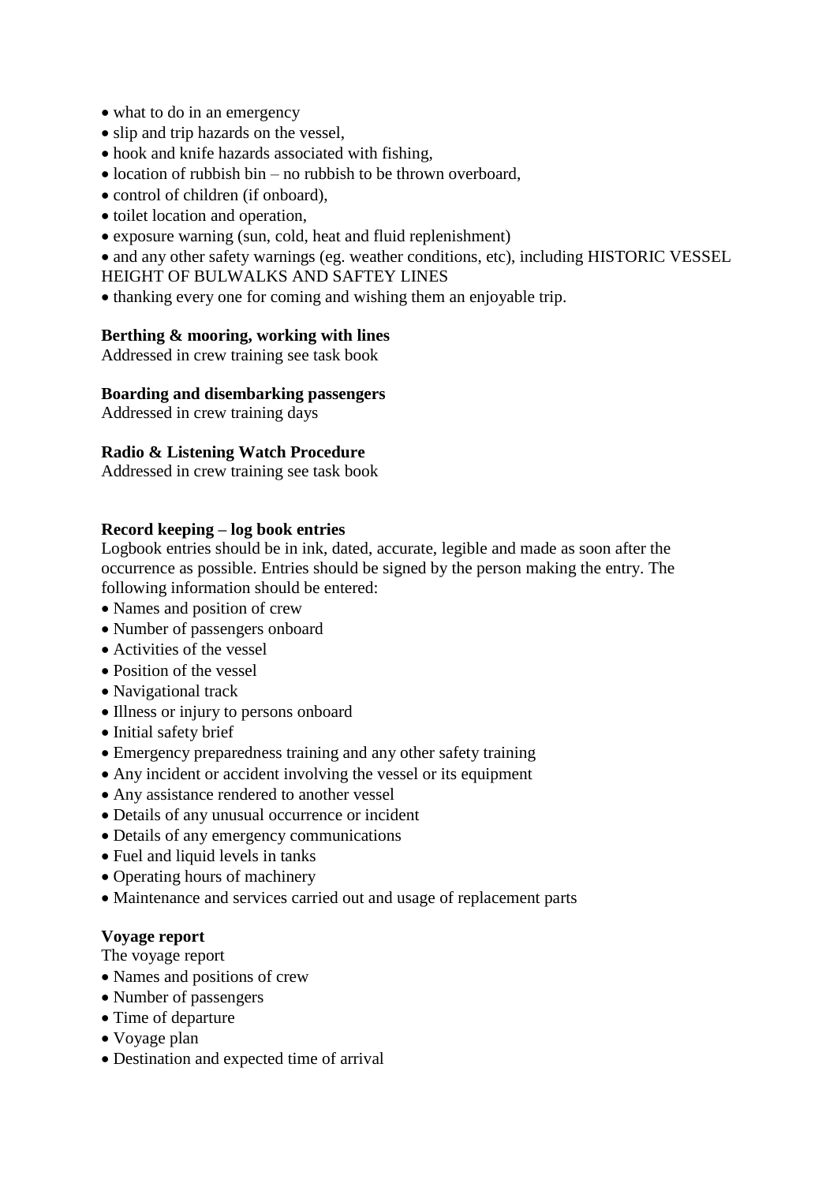- what to do in an emergency
- slip and trip hazards on the vessel,
- hook and knife hazards associated with fishing,
- location of rubbish bin – no rubbish to be thrown overboard,
- control of children (if onboard),
- toilet location and operation,
- exposure warning (sun, cold, heat and fluid replenishment)
- and any other safety warnings (eg. weather conditions, etc), including HISTORIC VESSEL HEIGHT OF BULWALKS AND SAFTEY LINES
- thanking every one for coming and wishing them an enjoyable trip.

**Berthing & mooring, working with lines**
Addressed in crew training see task book

**Boarding and disembarking passengers**
Addressed in crew training days

**Radio & Listening Watch Procedure**
Addressed in crew training see task book

**Record keeping – log book entries**
Logbook entries should be in ink, dated, accurate, legible and made as soon after the occurrence as possible. Entries should be signed by the person making the entry. The following information should be entered:

- Names and position of crew
- Number of passengers onboard
- Activities of the vessel
- Position of the vessel
- Navigational track
- Illness or injury to persons onboard
- Initial safety brief
- Emergency preparedness training and any other safety training
- Any incident or accident involving the vessel or its equipment
- Any assistance rendered to another vessel
- Details of any unusual occurrence or incident
- Details of any emergency communications
- Fuel and liquid levels in tanks
- Operating hours of machinery
- Maintenance and services carried out and usage of replacement parts

**Voyage report**
The voyage report

- Names and positions of crew
- Number of passengers
- Time of departure
- Voyage plan
- Destination and expected time of arrival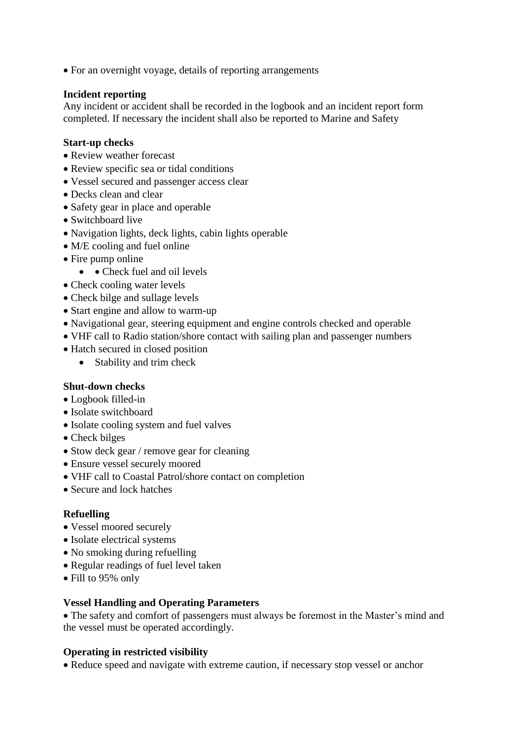- For an overnight voyage, details of reporting arrangements

**Incident reporting**
Any incident or accident shall be recorded in the logbook and an incident report form completed. If necessary the incident shall also be reported to Marine and Safety

**Start-up checks**

- Review weather forecast
- Review specific sea or tidal conditions
- Vessel secured and passenger access clear
- Decks clean and clear
- Safety gear in place and operable
- Switchboard live
- Navigation lights, deck lights, cabin lights operable
- M/E cooling and fuel online
- Fire pump online
    - • Check fuel and oil levels
- Check cooling water levels
- Check bilge and sullage levels
- Start engine and allow to warm-up
- Navigational gear, steering equipment and engine controls checked and operable
- VHF call to Radio station/shore contact with sailing plan and passenger numbers
- Hatch secured in closed position
    - Stability and trim check

**Shut-down checks**

- Logbook filled-in
- Isolate switchboard
- Isolate cooling system and fuel valves
- Check bilges
- Stow deck gear / remove gear for cleaning
- Ensure vessel securely moored
- VHF call to Coastal Patrol/shore contact on completion
- Secure and lock hatches

**Refuelling**

- Vessel moored securely
- Isolate electrical systems
- No smoking during refuelling
- Regular readings of fuel level taken
- Fill to 95% only

**Vessel Handling and Operating Parameters**

- The safety and comfort of passengers must always be foremost in the Master's mind and the vessel must be operated accordingly.

**Operating in restricted visibility**

- Reduce speed and navigate with extreme caution, if necessary stop vessel or anchor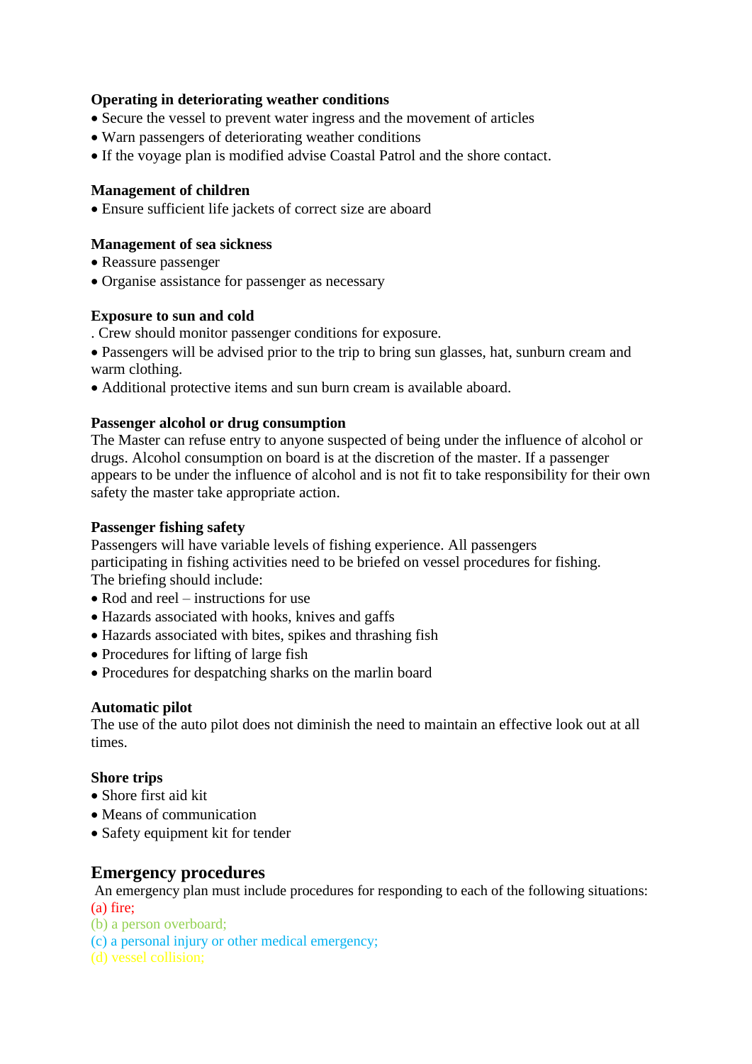**Operating in deteriorating weather conditions**

- Secure the vessel to prevent water ingress and the movement of articles
- Warn passengers of deteriorating weather conditions
- If the voyage plan is modified advise Coastal Patrol and the shore contact.

**Management of children**

- Ensure sufficient life jackets of correct size are aboard

**Management of sea sickness**

- Reassure passenger
- Organise assistance for passenger as necessary

**Exposure to sun and cold**

. Crew should monitor passenger conditions for exposure.

- Passengers will be advised prior to the trip to bring sun glasses, hat, sunburn cream and warm clothing.
- Additional protective items and sun burn cream is available aboard.

**Passenger alcohol or drug consumption**

The Master can refuse entry to anyone suspected of being under the influence of alcohol or drugs. Alcohol consumption on board is at the discretion of the master. If a passenger appears to be under the influence of alcohol and is not fit to take responsibility for their own safety the master take appropriate action.

**Passenger fishing safety**

Passengers will have variable levels of fishing experience. All passengers participating in fishing activities need to be briefed on vessel procedures for fishing. The briefing should include:

- Rod and reel – instructions for use
- Hazards associated with hooks, knives and gaffs
- Hazards associated with bites, spikes and thrashing fish
- Procedures for lifting of large fish
- Procedures for despatching sharks on the marlin board

**Automatic pilot**

The use of the auto pilot does not diminish the need to maintain an effective look out at all times.

**Shore trips**

- Shore first aid kit
- Means of communication
- Safety equipment kit for tender

## Emergency procedures

An emergency plan must include procedures for responding to each of the following situations:

(a) fire;
(b) a person overboard;
(c) a personal injury or other medical emergency;
(d) vessel collision;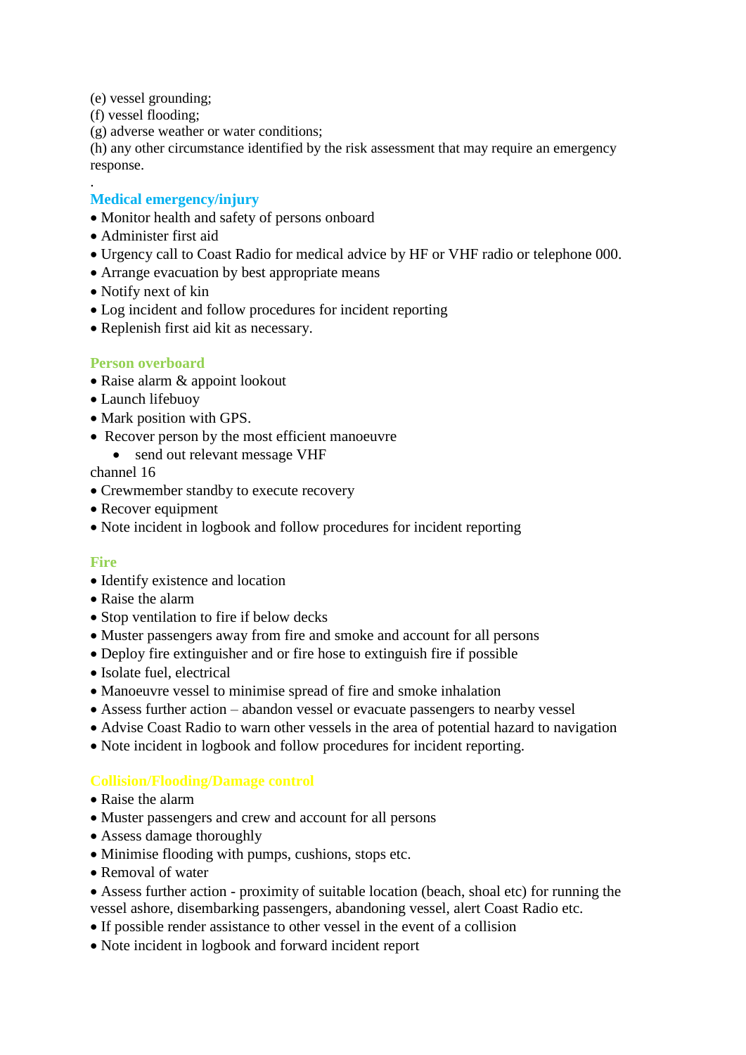(e) vessel grounding;
(f) vessel flooding;
(g) adverse weather or water conditions;
(h) any other circumstance identified by the risk assessment that may require an emergency response.

.

## Medical emergency/injury

- Monitor health and safety of persons onboard
- Administer first aid
- Urgency call to Coast Radio for medical advice by HF or VHF radio or telephone 000.
- Arrange evacuation by best appropriate means
- Notify next of kin
- Log incident and follow procedures for incident reporting
- Replenish first aid kit as necessary.

## Person overboard

- Raise alarm & appoint lookout
- Launch lifebuoy
- Mark position with GPS.
- Recover person by the most efficient manoeuvre
  - send out relevant message VHF

channel 16

- Crewmember standby to execute recovery
- Recover equipment
- Note incident in logbook and follow procedures for incident reporting

## Fire

- Identify existence and location
- Raise the alarm
- Stop ventilation to fire if below decks
- Muster passengers away from fire and smoke and account for all persons
- Deploy fire extinguisher and or fire hose to extinguish fire if possible
- Isolate fuel, electrical
- Manoeuvre vessel to minimise spread of fire and smoke inhalation
- Assess further action – abandon vessel or evacuate passengers to nearby vessel
- Advise Coast Radio to warn other vessels in the area of potential hazard to navigation
- Note incident in logbook and follow procedures for incident reporting.

## Collision/Flooding/Damage control

- Raise the alarm
- Muster passengers and crew and account for all persons
- Assess damage thoroughly
- Minimise flooding with pumps, cushions, stops etc.
- Removal of water
- Assess further action - proximity of suitable location (beach, shoal etc) for running the vessel ashore, disembarking passengers, abandoning vessel, alert Coast Radio etc.
- If possible render assistance to other vessel in the event of a collision
- Note incident in logbook and forward incident report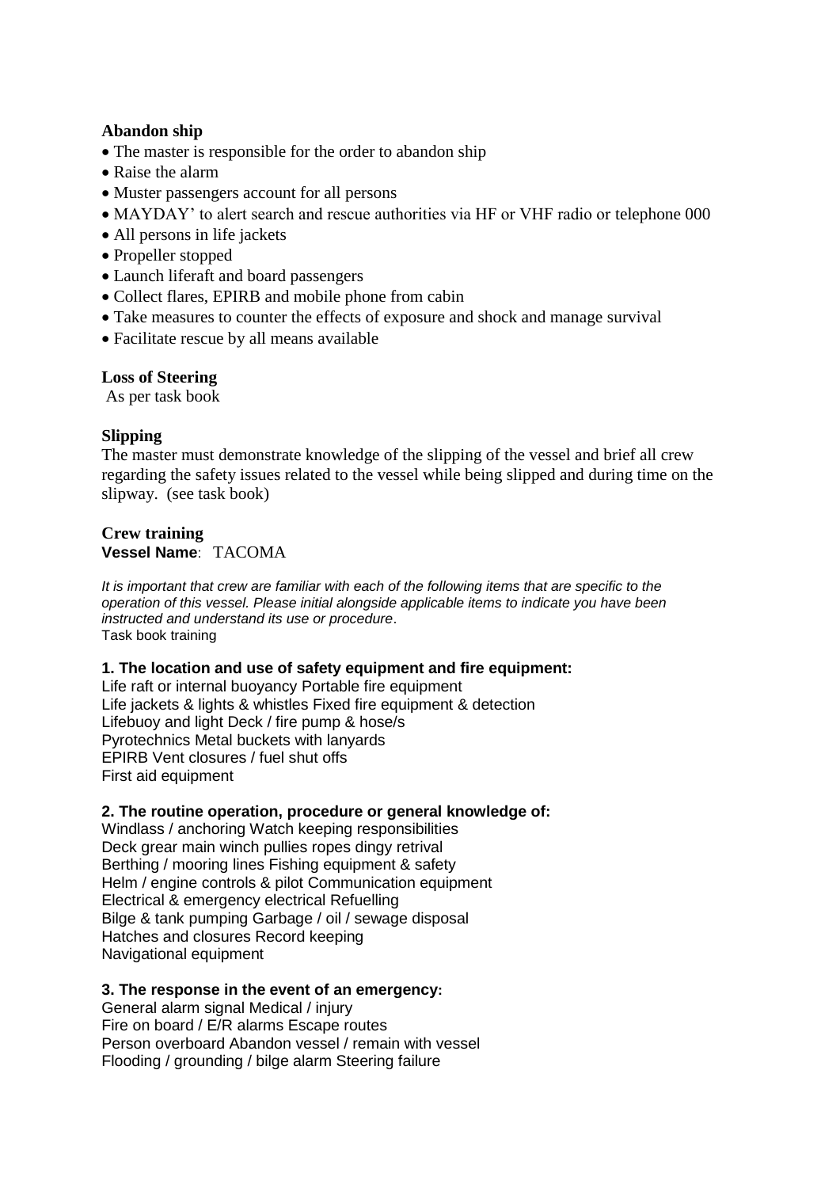**Abandon ship**

- The master is responsible for the order to abandon ship
- Raise the alarm
- Muster passengers account for all persons
- MAYDAY' to alert search and rescue authorities via HF or VHF radio or telephone 000
- All persons in life jackets
- Propeller stopped
- Launch liferaft and board passengers
- Collect flares, EPIRB and mobile phone from cabin
- Take measures to counter the effects of exposure and shock and manage survival
- Facilitate rescue by all means available

**Loss of Steering**

As per task book

**Slipping**

The master must demonstrate knowledge of the slipping of the vessel and brief all crew regarding the safety issues related to the vessel while being slipped and during time on the slipway. (see task book)

**Crew training**

**Vessel Name**: TACOMA

*It is important that crew are familiar with each of the following items that are specific to the operation of this vessel. Please initial alongside applicable items to indicate you have been instructed and understand its use or procedure*.

Task book training

**1. The location and use of safety equipment and fire equipment:**

Life raft or internal buoyancy Portable fire equipment
Life jackets & lights & whistles Fixed fire equipment & detection
Lifebuoy and light Deck / fire pump & hose/s
Pyrotechnics Metal buckets with lanyards
EPIRB Vent closures / fuel shut offs
First aid equipment

**2. The routine operation, procedure or general knowledge of:**

Windlass / anchoring Watch keeping responsibilities
Deck grear main winch pullies ropes dingy retrival
Berthing / mooring lines Fishing equipment & safety
Helm / engine controls & pilot Communication equipment
Electrical & emergency electrical Refuelling
Bilge & tank pumping Garbage / oil / sewage disposal
Hatches and closures Record keeping
Navigational equipment

**3. The response in the event of an emergency:**

General alarm signal Medical / injury
Fire on board / E/R alarms Escape routes
Person overboard Abandon vessel / remain with vessel
Flooding / grounding / bilge alarm Steering failure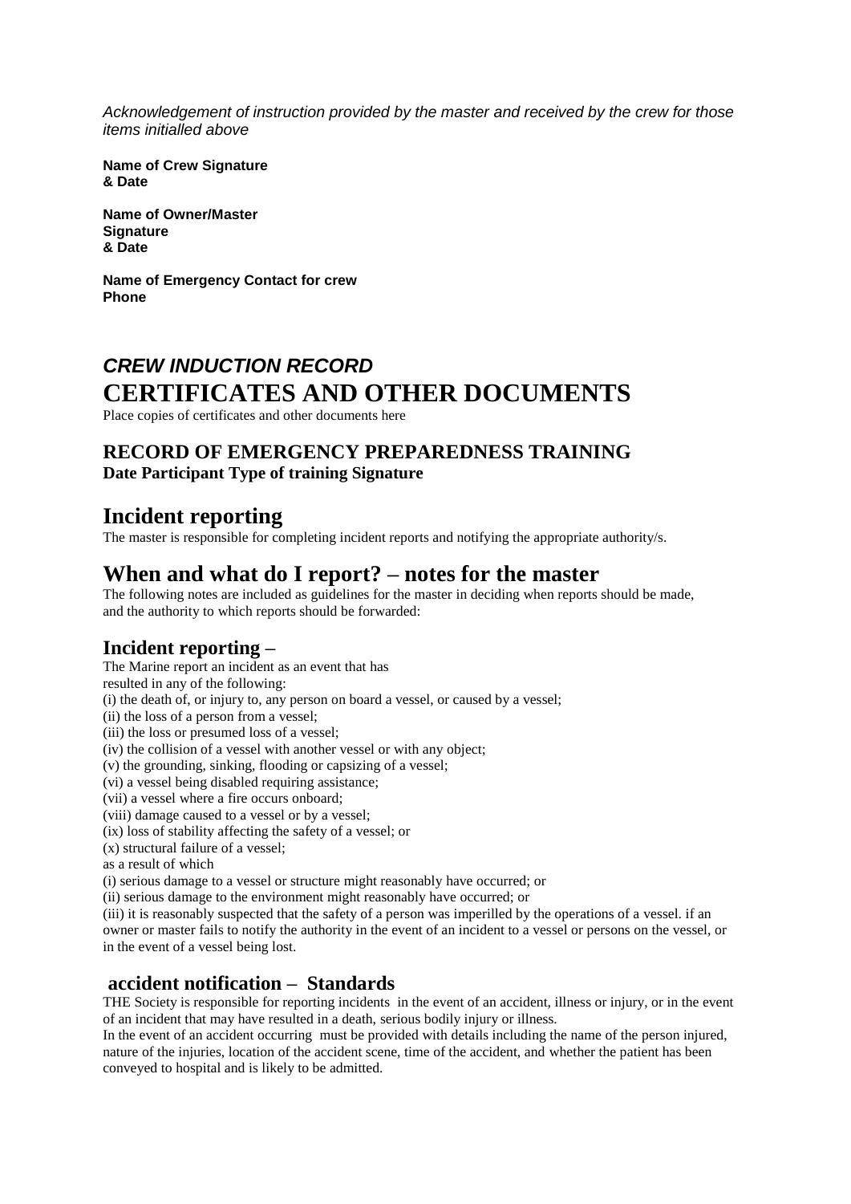*Acknowledgement of instruction provided by the master and received by the crew for those items initialled above*

**Name of Crew Signature & Date**

**Name of Owner/Master Signature & Date**

**Name of Emergency Contact for crew Phone**

## *CREW INDUCTION RECORD*

# CERTIFICATES AND OTHER DOCUMENTS

Place copies of certificates and other documents here

### RECORD OF EMERGENCY PREPAREDNESS TRAINING

**Date Participant Type of training Signature**

## Incident reporting

The master is responsible for completing incident reports and notifying the appropriate authority/s.

## When and what do I report? – notes for the master

The following notes are included as guidelines for the master in deciding when reports should be made, and the authority to which reports should be forwarded:

### Incident reporting –

The Marine report an incident as an event that has resulted in any of the following:

(i) the death of, or injury to, any person on board a vessel, or caused by a vessel;
(ii) the loss of a person from a vessel;
(iii) the loss or presumed loss of a vessel;
(iv) the collision of a vessel with another vessel or with any object;
(v) the grounding, sinking, flooding or capsizing of a vessel;
(vi) a vessel being disabled requiring assistance;
(vii) a vessel where a fire occurs onboard;
(viii) damage caused to a vessel or by a vessel;
(ix) loss of stability affecting the safety of a vessel; or
(x) structural failure of a vessel;

as a result of which

(i) serious damage to a vessel or structure might reasonably have occurred; or
(ii) serious damage to the environment might reasonably have occurred; or
(iii) it is reasonably suspected that the safety of a person was imperilled by the operations of a vessel. if an owner or master fails to notify the authority in the event of an incident to a vessel or persons on the vessel, or in the event of a vessel being lost.

### accident notification – Standards

THE Society is responsible for reporting incidents in the event of an accident, illness or injury, or in the event of an incident that may have resulted in a death, serious bodily injury or illness.

In the event of an accident occurring must be provided with details including the name of the person injured, nature of the injuries, location of the accident scene, time of the accident, and whether the patient has been conveyed to hospital and is likely to be admitted.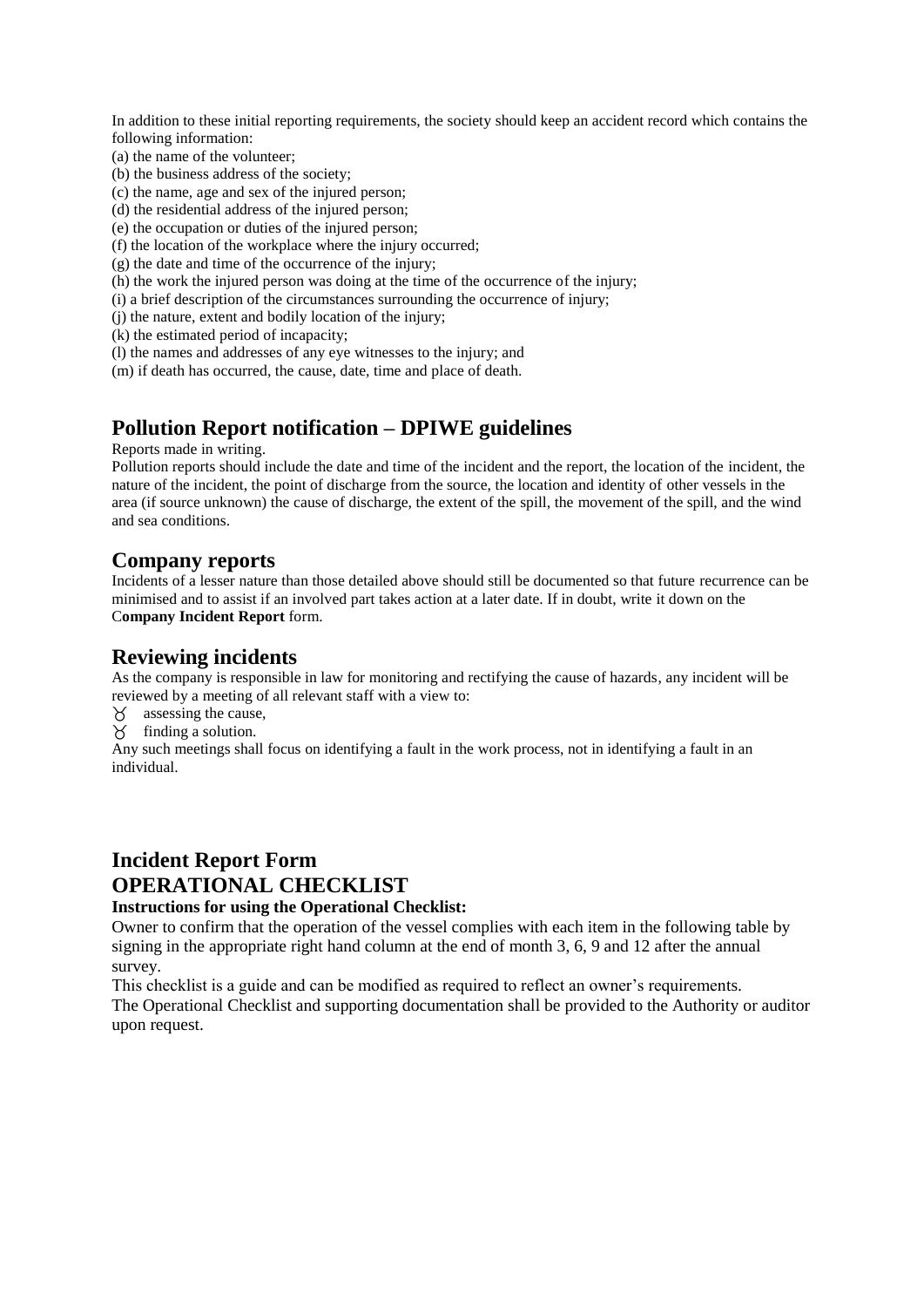In addition to these initial reporting requirements, the society should keep an accident record which contains the following information:

(a) the name of the volunteer;
(b) the business address of the society;
(c) the name, age and sex of the injured person;
(d) the residential address of the injured person;
(e) the occupation or duties of the injured person;
(f) the location of the workplace where the injury occurred;
(g) the date and time of the occurrence of the injury;
(h) the work the injured person was doing at the time of the occurrence of the injury;
(i) a brief description of the circumstances surrounding the occurrence of injury;
(j) the nature, extent and bodily location of the injury;
(k) the estimated period of incapacity;
(l) the names and addresses of any eye witnesses to the injury; and
(m) if death has occurred, the cause, date, time and place of death.

## Pollution Report notification – DPIWE guidelines

Reports made in writing.

Pollution reports should include the date and time of the incident and the report, the location of the incident, the nature of the incident, the point of discharge from the source, the location and identity of other vessels in the area (if source unknown) the cause of discharge, the extent of the spill, the movement of the spill, and the wind and sea conditions.

## Company reports

Incidents of a lesser nature than those detailed above should still be documented so that future recurrence can be minimised and to assist if an involved part takes action at a later date. If in doubt, write it down on the C**ompany Incident Report** form.

## Reviewing incidents

As the company is responsible in law for monitoring and rectifying the cause of hazards, any incident will be reviewed by a meeting of all relevant staff with a view to:

- assessing the cause,
- finding a solution.

Any such meetings shall focus on identifying a fault in the work process, not in identifying a fault in an individual.

## Incident Report Form
## OPERATIONAL CHECKLIST

**Instructions for using the Operational Checklist:**

Owner to confirm that the operation of the vessel complies with each item in the following table by signing in the appropriate right hand column at the end of month 3, 6, 9 and 12 after the annual survey.

This checklist is a guide and can be modified as required to reflect an owner's requirements.

The Operational Checklist and supporting documentation shall be provided to the Authority or auditor upon request.